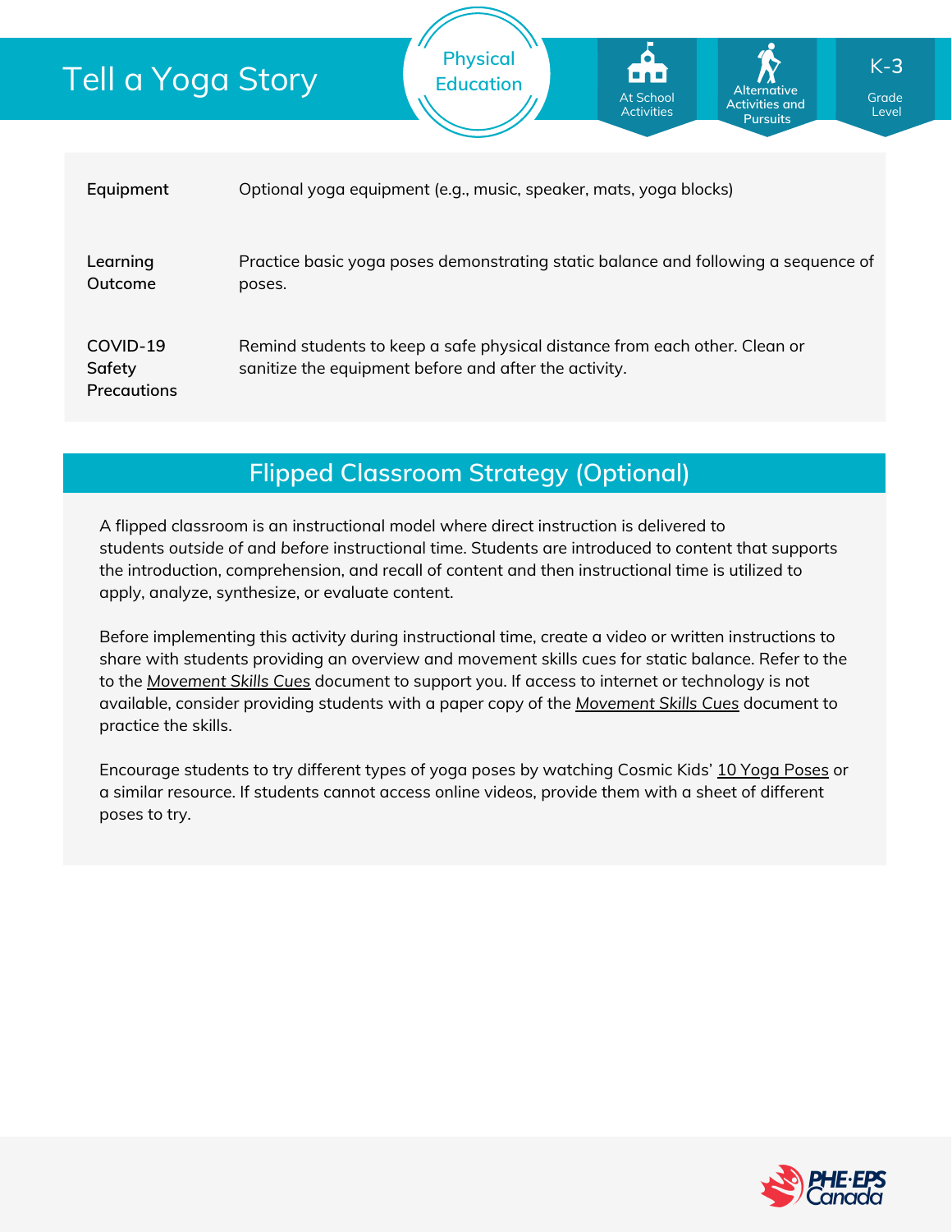# Tell a Yoga Story

Physical Education

At School Activities | Alternative Activities and Pursuits | K-3 Grade Level

| | |
|---|---|
| **Equipment** | Optional yoga equipment (e.g., music, speaker, mats, yoga blocks) |
| **Learning Outcome** | Practice basic yoga poses demonstrating static balance and following a sequence of poses. |
| **COVID-19 Safety Precautions** | Remind students to keep a safe physical distance from each other. Clean or sanitize the equipment before and after the activity. |

## Flipped Classroom Strategy (Optional)

A flipped classroom is an instructional model where direct instruction is delivered to students *outside* of and *before* instructional time. Students are introduced to content that supports the introduction, comprehension, and recall of content and then instructional time is utilized to apply, analyze, synthesize, or evaluate content.

Before implementing this activity during instructional time, create a video or written instructions to share with students providing an overview and movement skills cues for static balance. Refer to the to the *Movement Skills Cues* document to support you. If access to internet or technology is not available, consider providing students with a paper copy of the *Movement Skills Cues* document to practice the skills.

Encourage students to try different types of yoga poses by watching Cosmic Kids' 10 Yoga Poses or a similar resource. If students cannot access online videos, provide them with a sheet of different poses to try.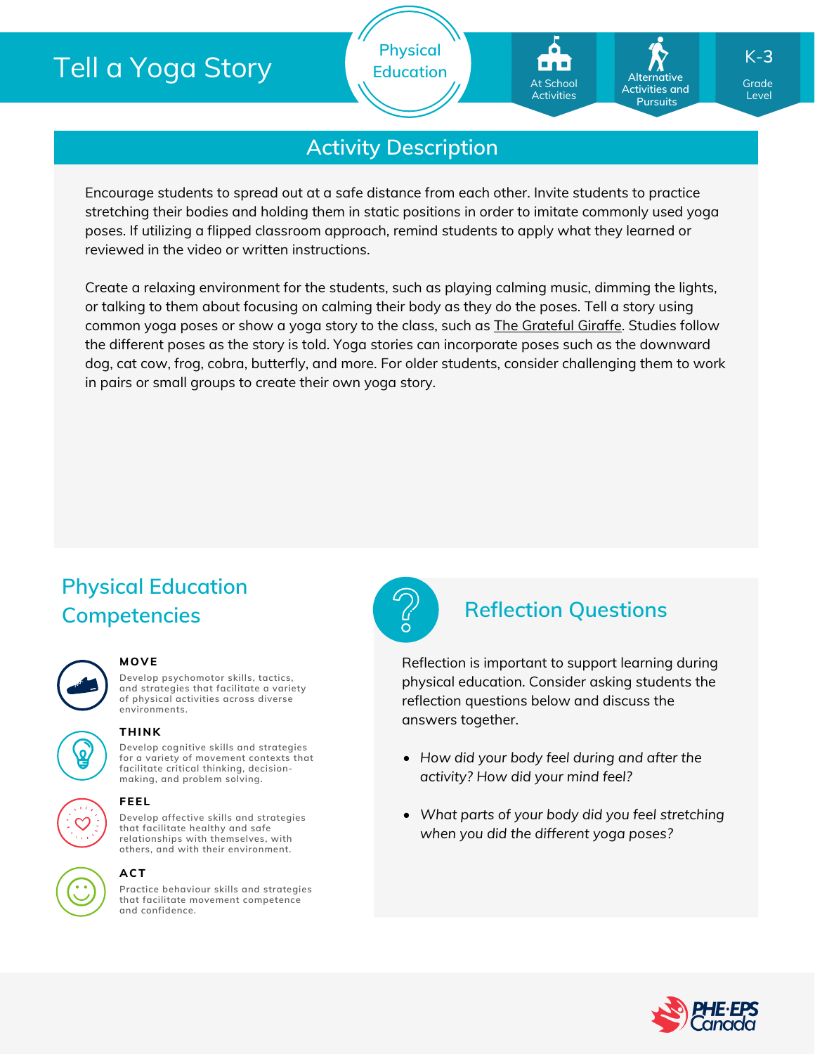# Tell a Yoga Story

Physical Education

At School Activities

Alternative Activities and Pursuits

K-3 Grade Level

## Activity Description

Encourage students to spread out at a safe distance from each other. Invite students to practice stretching their bodies and holding them in static positions in order to imitate commonly used yoga poses. If utilizing a flipped classroom approach, remind students to apply what they learned or reviewed in the video or written instructions.

Create a relaxing environment for the students, such as playing calming music, dimming the lights, or talking to them about focusing on calming their body as they do the poses. Tell a story using common yoga poses or show a yoga story to the class, such as The Grateful Giraffe. Studies follow the different poses as the story is told. Yoga stories can incorporate poses such as the downward dog, cat cow, frog, cobra, butterfly, and more. For older students, consider challenging them to work in pairs or small groups to create their own yoga story.

## Physical Education Competencies

**MOVE**

Develop psychomotor skills, tactics, and strategies that facilitate a variety of physical activities across diverse environments.

**THINK**

Develop cognitive skills and strategies for a variety of movement contexts that facilitate critical thinking, decision-making, and problem solving.

**FEEL**

Develop affective skills and strategies that facilitate healthy and safe relationships with themselves, with others, and with their environment.

**ACT**

Practice behaviour skills and strategies that facilitate movement competence and confidence.

## Reflection Questions

Reflection is important to support learning during physical education. Consider asking students the reflection questions below and discuss the answers together.

- *How did your body feel during and after the activity? How did your mind feel?*
- *What parts of your body did you feel stretching when you did the different yoga poses?*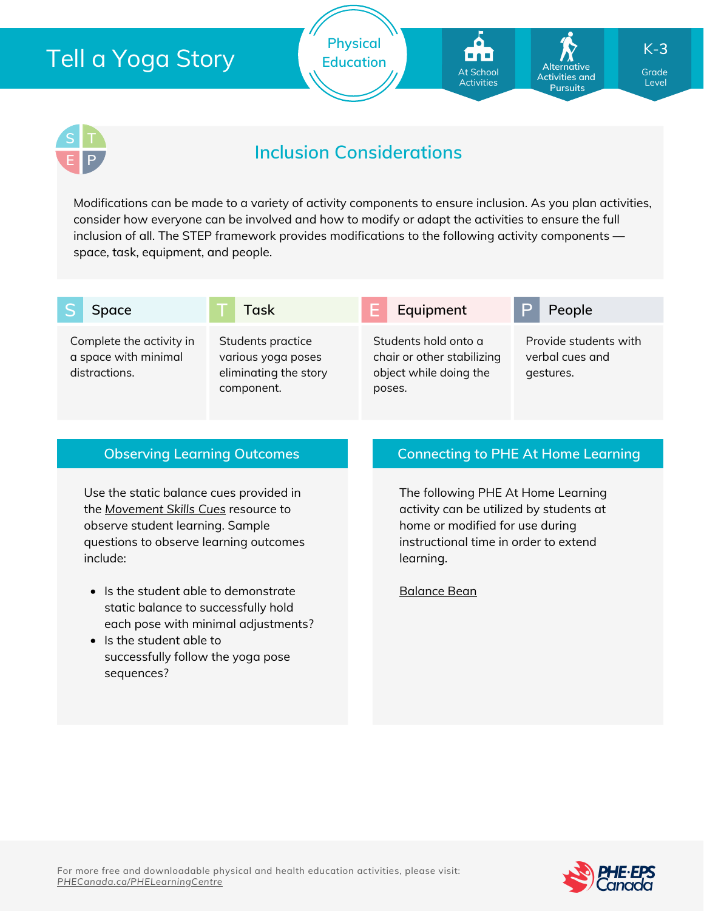# Tell a Yoga Story

Physical Education

At School Activities

Alternative Activities and Pursuits

K-3 Grade Level

## Inclusion Considerations

Modifications can be made to a variety of activity components to ensure inclusion. As you plan activities, consider how everyone can be involved and how to modify or adapt the activities to ensure the full inclusion of all. The STEP framework provides modifications to the following activity components — space, task, equipment, and people.

| S Space | T Task | E Equipment | P People |
|---|---|---|---|
| Complete the activity in a space with minimal distractions. | Students practice various yoga poses eliminating the story component. | Students hold onto a chair or other stabilizing object while doing the poses. | Provide students with verbal cues and gestures. |

## Observing Learning Outcomes

Use the static balance cues provided in the *Movement Skills Cues* resource to observe student learning. Sample questions to observe learning outcomes include:

- Is the student able to demonstrate static balance to successfully hold each pose with minimal adjustments?
- Is the student able to successfully follow the yoga pose sequences?

## Connecting to PHE At Home Learning

The following PHE At Home Learning activity can be utilized by students at home or modified for use during instructional time in order to extend learning.

Balance Bean

For more free and downloadable physical and health education activities, please visit: PHECanada.ca/PHELearningCentre